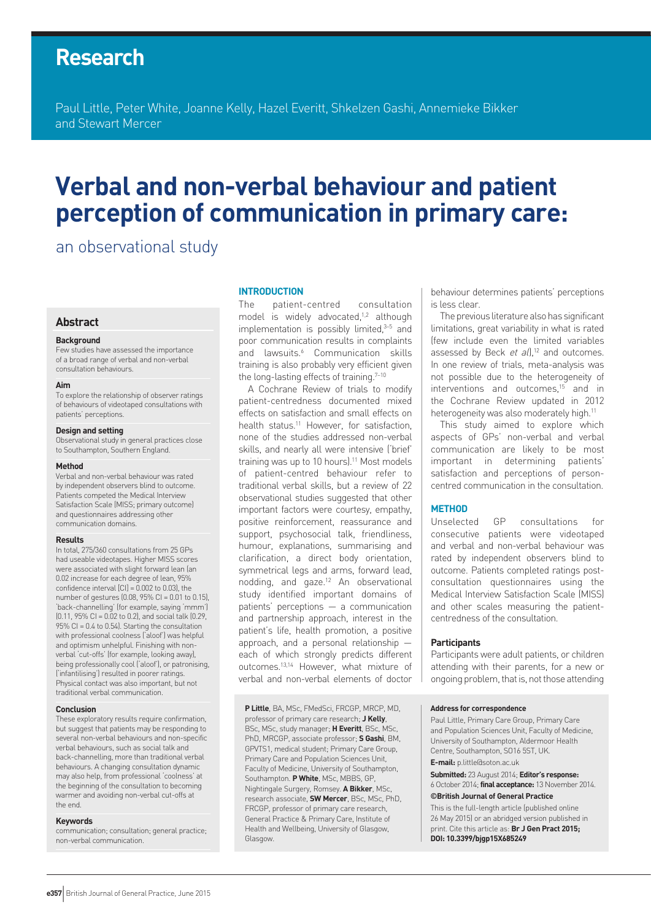# Research

Paul Little, Peter White, Joanne Kelly, Hazel Everitt, Shkelzen Gashi, Annemieke Bikker and Stewart Mercer

# Verbal and non-verbal behaviour and patient perception of communication in primary care:

## an observational study

## Abstract

### Background

Few studies have assessed the importance of a broad range of verbal and non-verbal consultation behaviours.

### Aim

To explore the relationship of observer ratings of behaviours of videotaped consultations with patients' perceptions.

### Design and setting

Observational study in general practices close to Southampton, Southern England.

### Method

Verbal and non-verbal behaviour was rated by independent observers blind to outcome. Patients competed the Medical Interview Satisfaction Scale (MISS; primary outcome) and questionnaires addressing other communication domains.

### Results

In total, 275/360 consultations from 25 GPs had useable videotapes. Higher MISS scores were associated with slight forward lean (an 0.02 increase for each degree of lean, 95% confidence interval [CI] = 0.002 to 0.03), the number of gestures (0.08, 95% CI = 0.01 to 0.15), 'back-channelling' (for example, saying 'mmm') (0.11, 95% CI = 0.02 to 0.2), and social talk (0.29, 95% CI = 0.4 to 0.54). Starting the consultation with professional coolness ('aloof') was helpful and optimism unhelpful. Finishing with non-verbal 'cut-offs' (for example, looking away), being professionally cool ('aloof'), or patronising, ('infantilising') resulted in poorer ratings. Physical contact was also important, but not traditional verbal communication.

### Conclusion

These exploratory results require confirmation, but suggest that patients may be responding to several non-verbal behaviours and non-specific verbal behaviours, such as social talk and back-channelling, more than traditional verbal behaviours. A changing consultation dynamic may also help, from professional 'coolness' at the beginning of the consultation to becoming warmer and avoiding non-verbal cut-offs at the end.

### Keywords

communication; consultation; general practice; non-verbal communication.

## INTRODUCTION

The patient-centred consultation model is widely advocated,[1,2] although implementation is possibly limited,[3–5] and poor communication results in complaints and lawsuits.[6] Communication skills training is also probably very efficient given the long-lasting effects of training.[7–10]

A Cochrane Review of trials to modify patient-centredness documented mixed effects on satisfaction and small effects on health status.[11] However, for satisfaction, none of the studies addressed non-verbal skills, and nearly all were intensive ('brief' training was up to 10 hours).[11] Most models of patient-centred behaviour refer to traditional verbal skills, but a review of 22 observational studies suggested that other important factors were courtesy, empathy, positive reinforcement, reassurance and support, psychosocial talk, friendliness, humour, explanations, summarising and clarification, a direct body orientation, symmetrical legs and arms, forward lead, nodding, and gaze.[12] An observational study identified important domains of patients' perceptions — a communication and partnership approach, interest in the patient's life, health promotion, a positive approach, and a personal relationship — each of which strongly predicts different outcomes.[13,14] However, what mixture of verbal and non-verbal elements of doctor behaviour determines patients' perceptions is less clear.

The previous literature also has significant limitations, great variability in what is rated (few include even the limited variables assessed by Beck *et al*),[12] and outcomes. In one review of trials, meta-analysis was not possible due to the heterogeneity of interventions and outcomes,[15] and in the Cochrane Review updated in 2012 heterogeneity was also moderately high.[11]

This study aimed to explore which aspects of GPs' non-verbal and verbal communication are likely to be most important in determining patients' satisfaction and perceptions of person-centred communication in the consultation.

## METHOD

Unselected GP consultations for consecutive patients were videotaped and verbal and non-verbal behaviour was rated by independent observers blind to outcome. Patients completed ratings post-consultation questionnaires using the Medical Interview Satisfaction Scale (MISS) and other scales measuring the patient-centredness of the consultation.

### Participants

Participants were adult patients, or children attending with their parents, for a new or ongoing problem, that is, not those attending

**P Little**, BA, MSc, FMedSci, FRCGP, MRCP, MD, professor of primary care research; **J Kelly**, BSc, MSc, study manager; **H Everitt**, BSc, MSc, PhD, MRCGP, associate professor; **S Gashi**, BM, GPVTS1, medical student; Primary Care Group, Primary Care and Population Sciences Unit, Faculty of Medicine, University of Southampton, Southampton. **P White**, MSc, MBBS, GP, Nightingale Surgery, Romsey. **A Bikker**, MSc, research associate, **SW Mercer**, BSc, MSc, PhD, FRCGP, professor of primary care research, General Practice & Primary Care, Institute of Health and Wellbeing, University of Glasgow, Glasgow.

**Address for correspondence**

Paul Little, Primary Care Group, Primary Care and Population Sciences Unit, Faculty of Medicine, University of Southampton, Aldermoor Health Centre, Southampton, SO16 5ST, UK.

**E-mail:** p.little@soton.ac.uk

**Submitted:** 23 August 2014; **Editor's response:** 6 October 2014; **final acceptance:** 13 November 2014.

**©British Journal of General Practice**

This is the full-length article (published online 26 May 2015) or an abridged version published in print. Cite this article as: **Br J Gen Pract 2015; DOI: 10.3399/bjgp15X685249**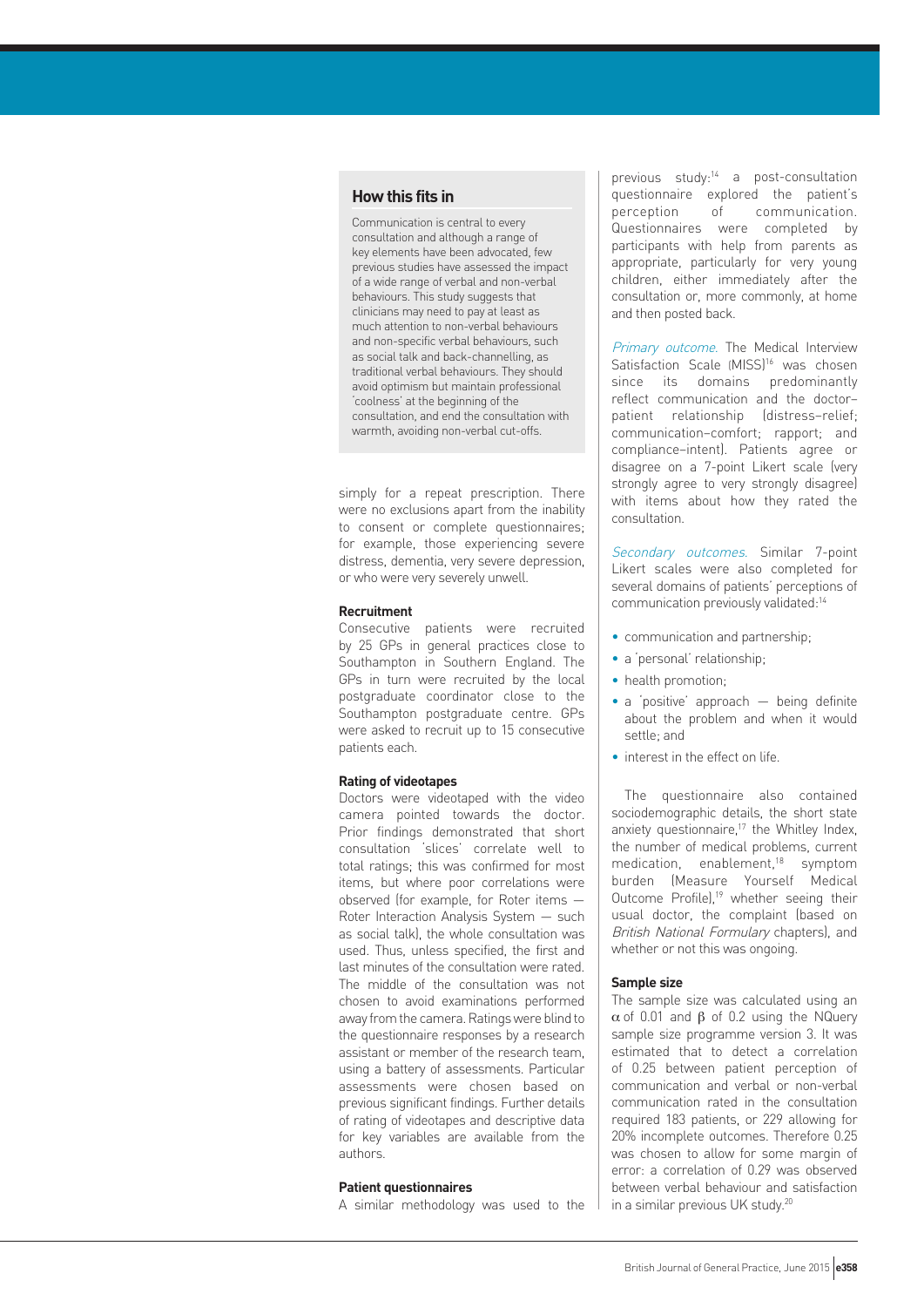### How this fits in

Communication is central to every consultation and although a range of key elements have been advocated, few previous studies have assessed the impact of a wide range of verbal and non-verbal behaviours. This study suggests that clinicians may need to pay at least as much attention to non-verbal behaviours and non-specific verbal behaviours, such as social talk and back-channelling, as traditional verbal behaviours. They should avoid optimism but maintain professional 'coolness' at the beginning of the consultation, and end the consultation with warmth, avoiding non-verbal cut-offs.

simply for a repeat prescription. There were no exclusions apart from the inability to consent or complete questionnaires; for example, those experiencing severe distress, dementia, very severe depression, or who were very severely unwell.

#### Recruitment

Consecutive patients were recruited by 25 GPs in general practices close to Southampton in Southern England. The GPs in turn were recruited by the local postgraduate coordinator close to the Southampton postgraduate centre. GPs were asked to recruit up to 15 consecutive patients each.

#### Rating of videotapes

Doctors were videotaped with the video camera pointed towards the doctor. Prior findings demonstrated that short consultation 'slices' correlate well to total ratings; this was confirmed for most items, but where poor correlations were observed (for example, for Roter items — Roter Interaction Analysis System — such as social talk), the whole consultation was used. Thus, unless specified, the first and last minutes of the consultation were rated. The middle of the consultation was not chosen to avoid examinations performed away from the camera. Ratings were blind to the questionnaire responses by a research assistant or member of the research team, using a battery of assessments. Particular assessments were chosen based on previous significant findings. Further details of rating of videotapes and descriptive data for key variables are available from the authors.

#### Patient questionnaires

A similar methodology was used to the previous study:[14] a post-consultation questionnaire explored the patient's perception of communication. Questionnaires were completed by participants with help from parents as appropriate, particularly for very young children, either immediately after the consultation or, more commonly, at home and then posted back.

*Primary outcome.* The Medical Interview Satisfaction Scale (MISS)[16] was chosen since its domains predominantly reflect communication and the doctor–patient relationship (distress–relief; communication–comfort; rapport; and compliance–intent). Patients agree or disagree on a 7-point Likert scale (very strongly agree to very strongly disagree) with items about how they rated the consultation.

*Secondary outcomes.* Similar 7-point Likert scales were also completed for several domains of patients' perceptions of communication previously validated:[14]

- communication and partnership;
- a 'personal' relationship;
- health promotion;
- a 'positive' approach — being definite about the problem and when it would settle; and
- interest in the effect on life.

The questionnaire also contained sociodemographic details, the short state anxiety questionnaire,[17] the Whitley Index, the number of medical problems, current medication, enablement,[18] symptom burden (Measure Yourself Medical Outcome Profile),[19] whether seeing their usual doctor, the complaint (based on *British National Formulary* chapters), and whether or not this was ongoing.

#### Sample size

The sample size was calculated using an $\alpha$ of 0.01 and $\beta$ of 0.2 using the NQuery sample size programme version 3. It was estimated that to detect a correlation of 0.25 between patient perception of communication and verbal or non-verbal communication rated in the consultation required 183 patients, or 229 allowing for 20% incomplete outcomes. Therefore 0.25 was chosen to allow for some margin of error: a correlation of 0.29 was observed between verbal behaviour and satisfaction in a similar previous UK study.[20]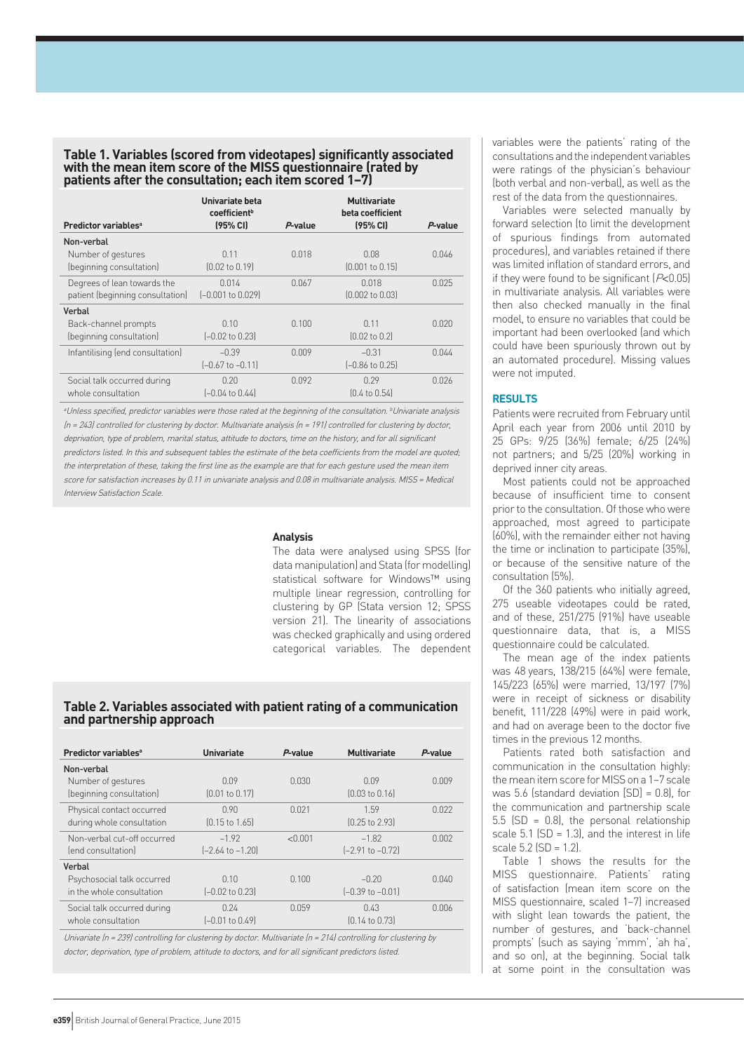**Table 1. Variables (scored from videotapes) significantly associated with the mean item score of the MISS questionnaire (rated by patients after the consultation; each item scored 1–7)**

| Predictor variables[a] | Univariate beta coefficient[b] (95% CI) | P-value | Multivariate beta coefficient (95% CI) | P-value |
|---|---|---|---|---|
| **Non-verbal** | | | | |
| Number of gestures (beginning consultation) | 0.11 (0.02 to 0.19) | 0.018 | 0.08 (0.001 to 0.15) | 0.046 |
| Degrees of lean towards the patient (beginning consultation) | 0.014 (–0.001 to 0.029) | 0.067 | 0.018 (0.002 to 0.03) | 0.025 |
| **Verbal** | | | | |
| Back-channel prompts (beginning consultation) | 0.10 (–0.02 to 0.23) | 0.100 | 0.11 (0.02 to 0.2) | 0.020 |
| Infantilising (end consultation) | –0.39 (–0.67 to –0.11) | 0.009 | –0.31 (–0.86 to 0.25) | 0.044 |
| Social talk occurred during whole consultation | 0.20 (–0.04 to 0.44) | 0.092 | 0.29 (0.4 to 0.54) | 0.026 |

*[a]Unless specified, predictor variables were those rated at the beginning of the consultation. [b]Univariate analysis (n = 243) controlled for clustering by doctor. Multivariate analysis (n = 191) controlled for clustering by doctor, deprivation, type of problem, marital status, attitude to doctors, time on the history, and for all significant predictors listed. In this and subsequent tables the estimate of the beta coefficients from the model are quoted; the interpretation of these, taking the first line as the example are that for each gesture used the mean item score for satisfaction increases by 0.11 in univariate analysis and 0.08 in multivariate analysis. MISS = Medical Interview Satisfaction Scale.*

**Table 2. Variables associated with patient rating of a communication and partnership approach**

| Predictor variables[a] | Univariate | P-value | Multivariate | P-value |
|---|---|---|---|---|
| **Non-verbal** | | | | |
| Number of gestures (beginning consultation) | 0.09 (0.01 to 0.17) | 0.030 | 0.09 (0.03 to 0.16) | 0.009 |
| Physical contact occurred during whole consultation | 0.90 (0.15 to 1.65) | 0.021 | 1.59 (0.25 to 2.93) | 0.022 |
| Non-verbal cut-off occurred (end consultation) | –1.92 (–2.64 to –1.20) | <0.001 | –1.82 (–2.91 to –0.72) | 0.002 |
| **Verbal** | | | | |
| Psychosocial talk occurred in the whole consultation | 0.10 (–0.02 to 0.23) | 0.100 | –0.20 (–0.39 to –0.01) | 0.040 |
| Social talk occurred during whole consultation | 0.24 (–0.01 to 0.49) | 0.059 | 0.43 (0.14 to 0.73) | 0.006 |

*Univariate (n = 239) controlling for clustering by doctor. Multivariate (n = 214) controlling for clustering by doctor, deprivation, type of problem, attitude to doctors, and for all significant predictors listed.*

### Analysis

The data were analysed using SPSS (for data manipulation) and Stata (for modelling) statistical software for Windows™ using multiple linear regression, controlling for clustering by GP (Stata version 12; SPSS version 21). The linearity of associations was checked graphically and using ordered categorical variables. The dependent variables were the patients' rating of the consultations and the independent variables were ratings of the physician's behaviour (both verbal and non-verbal), as well as the rest of the data from the questionnaires.

Variables were selected manually by forward selection (to limit the development of spurious findings from automated procedures), and variables retained if there was limited inflation of standard errors, and if they were found to be significant ($P<0.05$) in multivariate analysis. All variables were then also checked manually in the final model, to ensure no variables that could be important had been overlooked (and which could have been spuriously thrown out by an automated procedure). Missing values were not imputed.

## RESULTS

Patients were recruited from February until April each year from 2006 until 2010 by 25 GPs: 9/25 (36%) female; 6/25 (24%) not partners; and 5/25 (20%) working in deprived inner city areas.

Most patients could not be approached because of insufficient time to consent prior to the consultation. Of those who were approached, most agreed to participate (60%), with the remainder either not having the time or inclination to participate (35%), or because of the sensitive nature of the consultation (5%).

Of the 360 patients who initially agreed, 275 useable videotapes could be rated, and of these, 251/275 (91%) have useable questionnaire data, that is, a MISS questionnaire could be calculated.

The mean age of the index patients was 48 years, 138/215 (64%) were female, 145/223 (65%) were married, 13/197 (7%) were in receipt of sickness or disability benefit, 111/228 (49%) were in paid work, and had on average been to the doctor five times in the previous 12 months.

Patients rated both satisfaction and communication in the consultation highly: the mean item score for MISS on a 1–7 scale was 5.6 (standard deviation [SD] = 0.8), for the communication and partnership scale 5.5 (SD = 0.8), the personal relationship scale 5.1 (SD = 1.3), and the interest in life scale 5.2 (SD = 1.2).

Table 1 shows the results for the MISS questionnaire. Patients' rating of satisfaction (mean item score on the MISS questionnaire, scaled 1–7) increased with slight lean towards the patient, the number of gestures, and 'back-channel prompts' (such as saying 'mmm', 'ah ha', and so on), at the beginning. Social talk at some point in the consultation was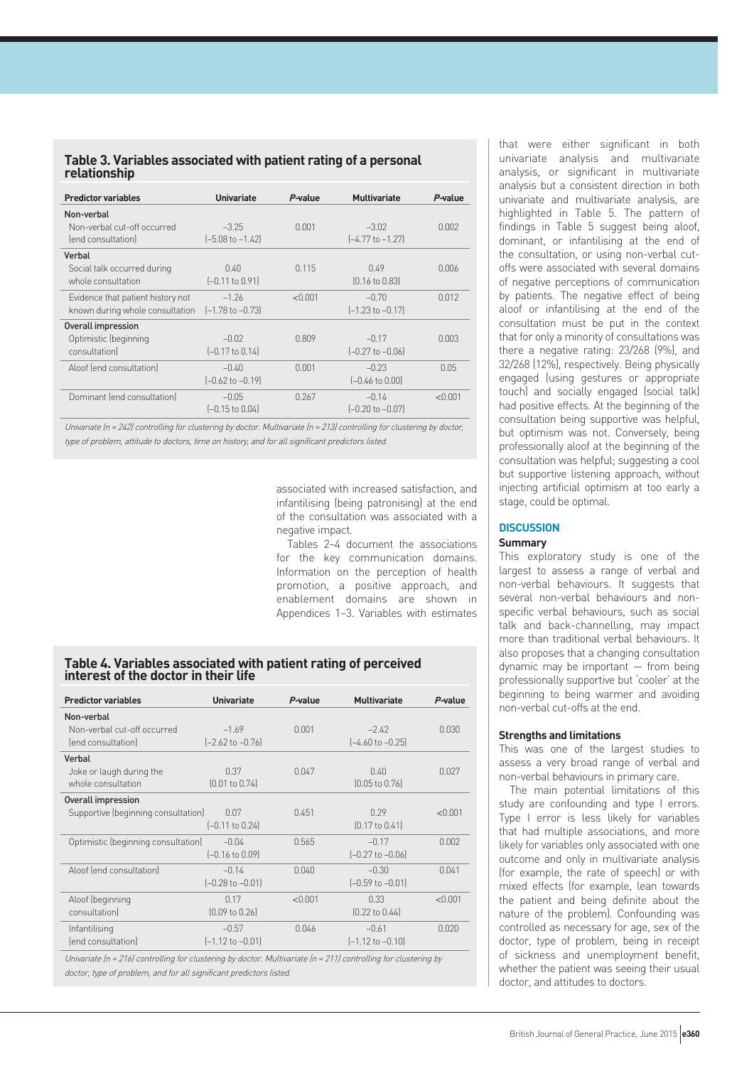**Table 3. Variables associated with patient rating of a personal relationship**

| Predictor variables | Univariate | *P*-value | Multivariate | *P*-value |
|---|---|---|---|---|
| **Non-verbal** | | | | |
| Non-verbal cut-off occurred (end consultation) | −3.25 (−5.08 to −1.42) | 0.001 | −3.02 (−4.77 to −1.27) | 0.002 |
| **Verbal** | | | | |
| Social talk occurred during whole consultation | 0.40 (−0.11 to 0.91) | 0.115 | 0.49 (0.16 to 0.83) | 0.006 |
| Evidence that patient history not known during whole consultation | −1.26 (−1.78 to −0.73) | <0.001 | −0.70 (−1.23 to −0.17) | 0.012 |
| **Overall impression** | | | | |
| Optimistic (beginning consultation) | −0.02 (−0.17 to 0.14) | 0.809 | −0.17 (−0.27 to −0.06) | 0.003 |
| Aloof (end consultation) | −0.40 (−0.62 to −0.19) | 0.001 | −0.23 (−0.46 to 0.00) | 0.05 |
| Dominant (end consultation) | −0.05 (−0.15 to 0.04) | 0.267 | −0.14 (−0.20 to −0.07) | <0.001 |

*Univariate (n = 242) controlling for clustering by doctor. Multivariate (n = 213) controlling for clustering by doctor, type of problem, attitude to doctors, time on history, and for all significant predictors listed.*

associated with increased satisfaction, and infantilising (being patronising) at the end of the consultation was associated with a negative impact.

Tables 2–4 document the associations for the key communication domains. Information on the perception of health promotion, a positive approach, and enablement domains are shown in Appendices 1–3. Variables with estimates that were either significant in both univariate analysis and multivariate analysis, or significant in multivariate analysis but a consistent direction in both univariate and multivariate analysis, are highlighted in Table 5. The pattern of findings in Table 5 suggest being aloof, dominant, or infantilising at the end of the consultation, or using non-verbal cut-offs were associated with several domains of negative perceptions of communication by patients. The negative effect of being aloof or infantilising at the end of the consultation must be put in the context that for only a minority of consultations was there a negative rating: 23/268 (9%), and 32/268 (12%), respectively. Being physically engaged (using gestures or appropriate touch) and socially engaged (social talk) had positive effects. At the beginning of the consultation being supportive was helpful, but optimism was not. Conversely, being professionally aloof at the beginning of the consultation was helpful; suggesting a cool but supportive listening approach, without injecting artificial optimism at too early a stage, could be optimal.

**Table 4. Variables associated with patient rating of perceived interest of the doctor in their life**

| Predictor variables | Univariate | *P*-value | Multivariate | *P*-value |
|---|---|---|---|---|
| **Non-verbal** | | | | |
| Non-verbal cut-off occurred (end consultation) | −1.69 (−2.62 to −0.76) | 0.001 | −2.42 (−4.60 to −0.25) | 0.030 |
| **Verbal** | | | | |
| Joke or laugh during the whole consultation | 0.37 (0.01 to 0.74) | 0.047 | 0.40 (0.05 to 0.76) | 0.027 |
| **Overall impression** | | | | |
| Supportive (beginning consultation) | 0.07 (−0.11 to 0.24) | 0.451 | 0.29 (0.17 to 0.41) | <0.001 |
| Optimistic (beginning consultation) | −0.04 (−0.16 to 0.09) | 0.565 | −0.17 (−0.27 to −0.06) | 0.002 |
| Aloof (end consultation) | −0.14 (−0.28 to −0.01) | 0.040 | −0.30 (−0.59 to −0.01) | 0.041 |
| Aloof (beginning consultation) | 0.17 (0.09 to 0.26) | <0.001 | 0.33 (0.22 to 0.44) | <0.001 |
| Infantilising (end consultation) | −0.57 (−1.12 to −0.01) | 0.046 | −0.61 (−1.12 to −0.10) | 0.020 |

*Univariate (n = 216) controlling for clustering by doctor. Multivariate (n = 211) controlling for clustering by doctor, type of problem, and for all significant predictors listed.*

## DISCUSSION

### Summary

This exploratory study is one of the largest to assess a range of verbal and non-verbal behaviours. It suggests that several non-verbal behaviours and non-specific verbal behaviours, such as social talk and back-channelling, may impact more than traditional verbal behaviours. It also proposes that a changing consultation dynamic may be important — from being professionally supportive but 'cooler' at the beginning to being warmer and avoiding non-verbal cut-offs at the end.

### Strengths and limitations

This was one of the largest studies to assess a very broad range of verbal and non-verbal behaviours in primary care.

The main potential limitations of this study are confounding and type I errors. Type I error is less likely for variables that had multiple associations, and more likely for variables only associated with one outcome and only in multivariate analysis (for example, the rate of speech) or with mixed effects (for example, lean towards the patient and being definite about the nature of the problem). Confounding was controlled as necessary for age, sex of the doctor, type of problem, being in receipt of sickness and unemployment benefit, whether the patient was seeing their usual doctor, and attitudes to doctors.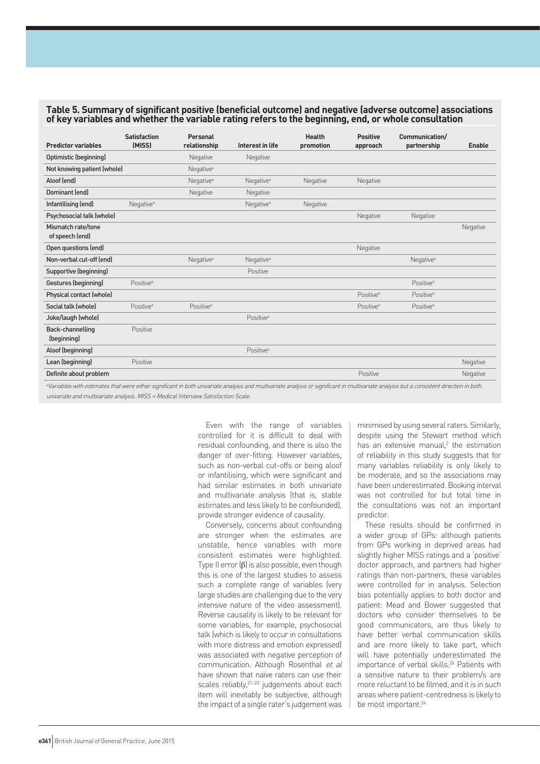**Table 5. Summary of significant positive (beneficial outcome) and negative (adverse outcome) associations of key variables and whether the variable rating refers to the beginning, end, or whole consultation**

| Predictor variables | Satisfaction (MISS) | Personal relationship | Interest in life | Health promotion | Positive approach | Communication/ partnership | Enable |
|---|---|---|---|---|---|---|---|
| Optimistic (beginning) | | Negative | Negative | | | | |
| Not knowing patient (whole) | | Negative[a] | | | | | |
| Aloof (end) | | Negative[a] | Negative[a] | Negative | Negative | | |
| Dominant (end) | | Negative | Negative | | | | |
| Infantilising (end) | Negative[a] | | Negative[a] | Negative | | | |
| Psychosocial talk (whole) | | | | | Negative | Negative | |
| Mismatch rate/tone of speech (end) | | | | | | | Negative |
| Open questions (end) | | | | | Negative | | |
| Non-verbal cut-off (end) | | Negative[a] | Negative[a] | | | Negative[a] | |
| Supportive (beginning) | | | Positive | | | | |
| Gestures (beginning) | Positive[a] | | | | | Positive[a] | |
| Physical contact (whole) | | | | | Positive[a] | Positive[a] | |
| Social talk (whole) | Positive[a] | Positive[a] | | | Positive[a] | Positive[a] | |
| Joke/laugh (whole) | | | Positive[a] | | | | |
| Back-channelling (beginning) | Positive | | | | | | |
| Aloof (beginning) | | | Positive[a] | | | | |
| Lean (beginning) | Positive | | | | | | Negative |
| Definite about problem | | | | | Positive | | Negative |

[a]*Variables with estimates that were either significant in both univariate analysis and multivariate analysis or significant in multivariate analysis but a consistent direction in both univariate and multivariate analysis. MISS = Medical Interview Satisfaction Scale.*

Even with the range of variables controlled for it is difficult to deal with residual confounding, and there is also the danger of over-fitting. However variables, such as non-verbal cut-offs or being aloof or infantilising, which were significant and had similar estimates in both univariate and multivariate analysis (that is, stable estimates and less likely to be confounded), provide stronger evidence of causality.

Conversely, concerns about confounding are stronger when the estimates are unstable, hence variables with more consistent estimates were highlighted. Type II error (β) is also possible, even though this is one of the largest studies to assess such a complete range of variables (very large studies are challenging due to the very intensive nature of the video assessment). Reverse causality is likely to be relevant for some variables, for example, psychosocial talk (which is likely to occur in consultations with more distress and emotion expressed) was associated with negative perception of communication. Although Rosenthal *et al* have shown that naïve raters can use their scales reliably,[21–23] judgements about each item will inevitably be subjective, although the impact of a single rater's judgement was minimised by using several raters. Similarly, despite using the Stewart method which has an extensive manual,[2] the estimation of reliability in this study suggests that for many variables reliability is only likely to be moderate, and so the associations may have been underestimated. Booking interval was not controlled for but total time in the consultations was not an important predictor.

These results should be confirmed in a wider group of GPs: although patients from GPs working in deprived areas had slightly higher MISS ratings and a 'positive' doctor approach, and partners had higher ratings than non-partners, these variables were controlled for in analysis. Selection bias potentially applies to both doctor and patient: Mead and Bower suggested that doctors who consider themselves to be good communicators, are thus likely to have better verbal communication skills and are more likely to take part, which will have potentially underestimated the importance of verbal skills.[24] Patients with a sensitive nature to their problem/s are more reluctant to be filmed, and it is in such areas where patient-centredness is likely to be most important.[24]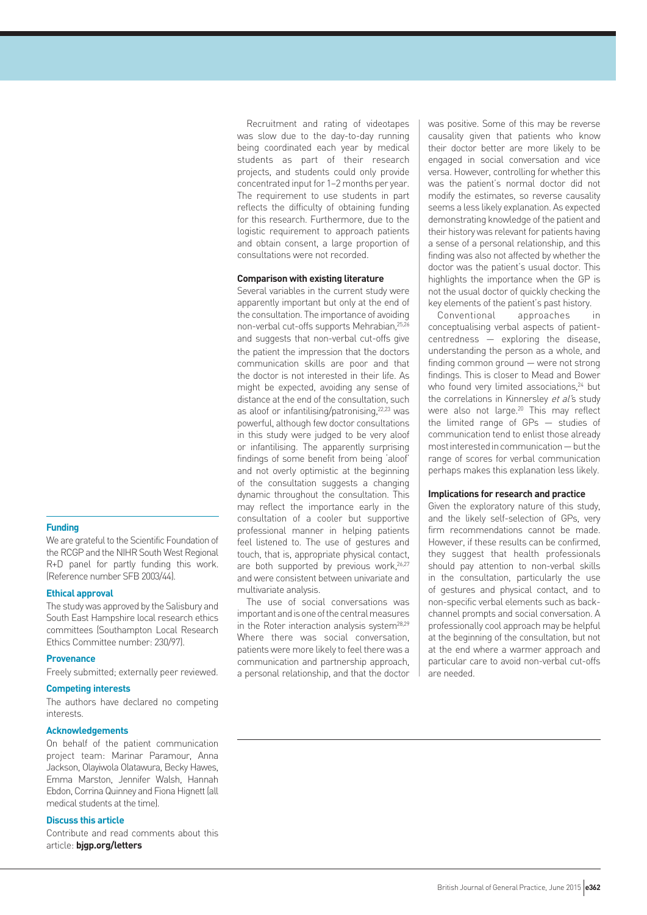Recruitment and rating of videotapes was slow due to the day-to-day running being coordinated each year by medical students as part of their research projects, and students could only provide concentrated input for 1–2 months per year. The requirement to use students in part reflects the difficulty of obtaining funding for this research. Furthermore, due to the logistic requirement to approach patients and obtain consent, a large proportion of consultations were not recorded.

### Comparison with existing literature

Several variables in the current study were apparently important but only at the end of the consultation. The importance of avoiding non-verbal cut-offs supports Mehrabian,[25,26] and suggests that non-verbal cut-offs give the patient the impression that the doctors communication skills are poor and that the doctor is not interested in their life. As might be expected, avoiding any sense of distance at the end of the consultation, such as aloof or infantilising/patronising,[22,23] was powerful, although few doctor consultations in this study were judged to be very aloof or infantilising. The apparently surprising findings of some benefit from being 'aloof' and not overly optimistic at the beginning of the consultation suggests a changing dynamic throughout the consultation. This may reflect the importance early in the consultation of a cooler but supportive professional manner in helping patients feel listened to. The use of gestures and touch, that is, appropriate physical contact, are both supported by previous work,[26,27] and were consistent between univariate and multivariate analysis.

The use of social conversations was important and is one of the central measures in the Roter interaction analysis system[28,29] Where there was social conversation, patients were more likely to feel there was a communication and partnership approach, a personal relationship, and that the doctor was positive. Some of this may be reverse causality given that patients who know their doctor better are more likely to be engaged in social conversation and vice versa. However, controlling for whether this was the patient's normal doctor did not modify the estimates, so reverse causality seems a less likely explanation. As expected demonstrating knowledge of the patient and their history was relevant for patients having a sense of a personal relationship, and this finding was also not affected by whether the doctor was the patient's usual doctor. This highlights the importance when the GP is not the usual doctor of quickly checking the key elements of the patient's past history.

Conventional approaches in conceptualising verbal aspects of patient-centredness — exploring the disease, understanding the person as a whole, and finding common ground — were not strong findings. This is closer to Mead and Bower who found very limited associations,[24] but the correlations in Kinnersley *et al*'s study were also not large.[20] This may reflect the limited range of GPs — studies of communication tend to enlist those already most interested in communication — but the range of scores for verbal communication perhaps makes this explanation less likely.

### Implications for research and practice

Given the exploratory nature of this study, and the likely self-selection of GPs, very firm recommendations cannot be made. However, if these results can be confirmed, they suggest that health professionals should pay attention to non-verbal skills in the consultation, particularly the use of gestures and physical contact, and to non-specific verbal elements such as back-channel prompts and social conversation. A professionally cool approach may be helpful at the beginning of the consultation, but not at the end where a warmer approach and particular care to avoid non-verbal cut-offs are needed.

#### Funding

We are grateful to the Scientific Foundation of the RCGP and the NIHR South West Regional R+D panel for partly funding this work. (Reference number SFB 2003/44).

#### Ethical approval

The study was approved by the Salisbury and South East Hampshire local research ethics committees (Southampton Local Research Ethics Committee number: 230/97).

#### Provenance

Freely submitted; externally peer reviewed.

#### Competing interests

The authors have declared no competing interests.

#### Acknowledgements

On behalf of the patient communication project team: Marinar Paramour, Anna Jackson, Olayiwola Olatawura, Becky Hawes, Emma Marston, Jennifer Walsh, Hannah Ebdon, Corrina Quinney and Fiona Hignett (all medical students at the time).

#### Discuss this article

Contribute and read comments about this article: **bjgp.org/letters**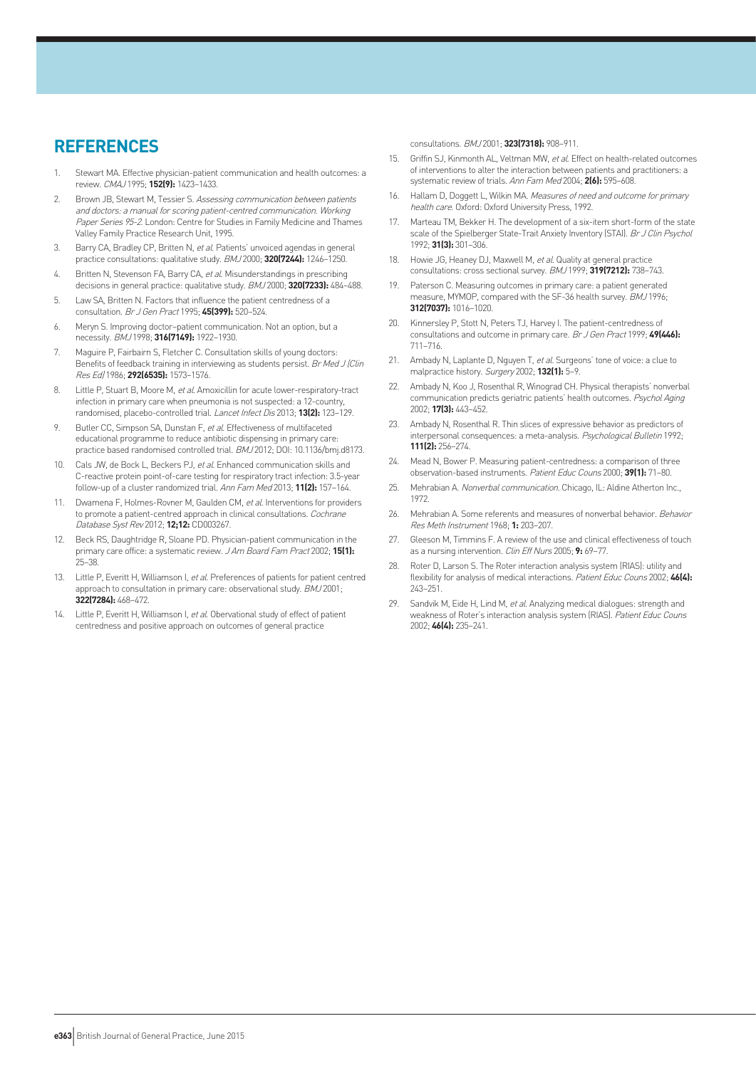## REFERENCES

1. Stewart MA. Effective physician-patient communication and health outcomes: a review. *CMAJ* 1995; **152(9):** 1423–1433.
2. Brown JB, Stewart M, Tessier S. *Assessing communication between patients and doctors: a manual for scoring patient-centred communication. Working Paper Series 95-2.* London: Centre for Studies in Family Medicine and Thames Valley Family Practice Research Unit, 1995.
3. Barry CA, Bradley CP, Britten N, *et al.* Patients' unvoiced agendas in general practice consultations: qualitative study. *BMJ* 2000; **320(7244):** 1246–1250.
4. Britten N, Stevenson FA, Barry CA, *et al.* Misunderstandings in prescribing decisions in general practice: qualitative study. *BMJ* 2000; **320(7233):** 484–488.
5. Law SA, Britten N. Factors that influence the patient centredness of a consultation. *Br J Gen Pract* 1995; **45(399):** 520–524.
6. Meryn S. Improving doctor–patient communication. Not an option, but a necessity. *BMJ* 1998; **316(7149):** 1922–1930.
7. Maguire P, Fairbairn S, Fletcher C. Consultation skills of young doctors: Benefits of feedback training in interviewing as students persist. *Br Med J (Clin Res Ed)* 1986; **292(6535):** 1573–1576.
8. Little P, Stuart B, Moore M, *et al.* Amoxicillin for acute lower-respiratory-tract infection in primary care when pneumonia is not suspected: a 12-country, randomised, placebo-controlled trial. *Lancet Infect Dis* 2013; **13(2):** 123–129.
9. Butler CC, Simpson SA, Dunstan F, *et al.* Effectiveness of multifaceted educational programme to reduce antibiotic dispensing in primary care: practice based randomised controlled trial. *BMJ* 2012; DOI: 10.1136/bmj.d8173.
10. Cals JW, de Bock L, Beckers PJ, *et al.* Enhanced communication skills and C-reactive protein point-of-care testing for respiratory tract infection: 3.5-year follow-up of a cluster randomized trial. *Ann Fam Med* 2013; **11(2):** 157–164.
11. Dwamena F, Holmes-Rovner M, Gaulden CM, *et al.* Interventions for providers to promote a patient-centred approach in clinical consultations. *Cochrane Database Syst Rev* 2012; **12;12:** CD003267.
12. Beck RS, Daughtridge R, Sloane PD. Physician-patient communication in the primary care office: a systematic review. *J Am Board Fam Pract* 2002; **15(1):** 25–38.
13. Little P, Everitt H, Williamson I, *et al.* Preferences of patients for patient centred approach to consultation in primary care: observational study. *BMJ* 2001; **322(7284):** 468–472.
14. Little P, Everitt H, Williamson I, *et al.* Obervational study of effect of patient centredness and positive approach on outcomes of general practice consultations. *BMJ* 2001; **323(7318):** 908–911.
15. Griffin SJ, Kinmonth AL, Veltman MW, *et al.* Effect on health-related outcomes of interventions to alter the interaction between patients and practitioners: a systematic review of trials. *Ann Fam Med* 2004; **2(6):** 595–608.
16. Hallam D, Doggett L, Wilkin MA. *Measures of need and outcome for primary health care.* Oxford: Oxford University Press, 1992.
17. Marteau TM, Bekker H. The development of a six-item short-form of the state scale of the Spielberger State-Trait Anxiety Inventory (STAI). *Br J Clin Psychol* 1992; **31(3):** 301–306.
18. Howie JG, Heaney DJ, Maxwell M, *et al.* Quality at general practice consultations: cross sectional survey. *BMJ* 1999; **319(7212):** 738–743.
19. Paterson C. Measuring outcomes in primary care: a patient generated measure, MYMOP, compared with the SF-36 health survey. *BMJ* 1996; **312(7037):** 1016–1020.
20. Kinnersley P, Stott N, Peters TJ, Harvey I. The patient-centredness of consultations and outcome in primary care. *Br J Gen Pract* 1999; **49(446):** 711–716.
21. Ambady N, Laplante D, Nguyen T, *et al.* Surgeons' tone of voice: a clue to malpractice history. *Surgery* 2002; **132(1):** 5–9.
22. Ambady N, Koo J, Rosenthal R, Winograd CH. Physical therapists' nonverbal communication predicts geriatric patients' health outcomes. *Psychol Aging* 2002; **17(3):** 443–452.
23. Ambady N, Rosenthal R. Thin slices of expressive behavior as predictors of interpersonal consequences: a meta-analysis. *Psychological Bulletin* 1992; **111(2):** 256–274.
24. Mead N, Bower P. Measuring patient-centredness: a comparison of three observation-based instruments. *Patient Educ Couns* 2000; **39(1):** 71–80.
25. Mehrabian A. *Nonverbal communication.* Chicago, IL: Aldine Atherton Inc., 1972.
26. Mehrabian A. Some referents and measures of nonverbal behavior. *Behavior Res Meth Instrument* 1968; **1:** 203–207.
27. Gleeson M, Timmins F. A review of the use and clinical effectiveness of touch as a nursing intervention. *Clin Eff Nurs* 2005; **9:** 69–77.
28. Roter D, Larson S. The Roter interaction analysis system (RIAS): utility and flexibility for analysis of medical interactions. *Patient Educ Couns* 2002; **46(4):** 243–251.
29. Sandvik M, Eide H, Lind M, *et al.* Analyzing medical dialogues: strength and weakness of Roter's interaction analysis system (RIAS). *Patient Educ Couns* 2002; **46(4):** 235–241.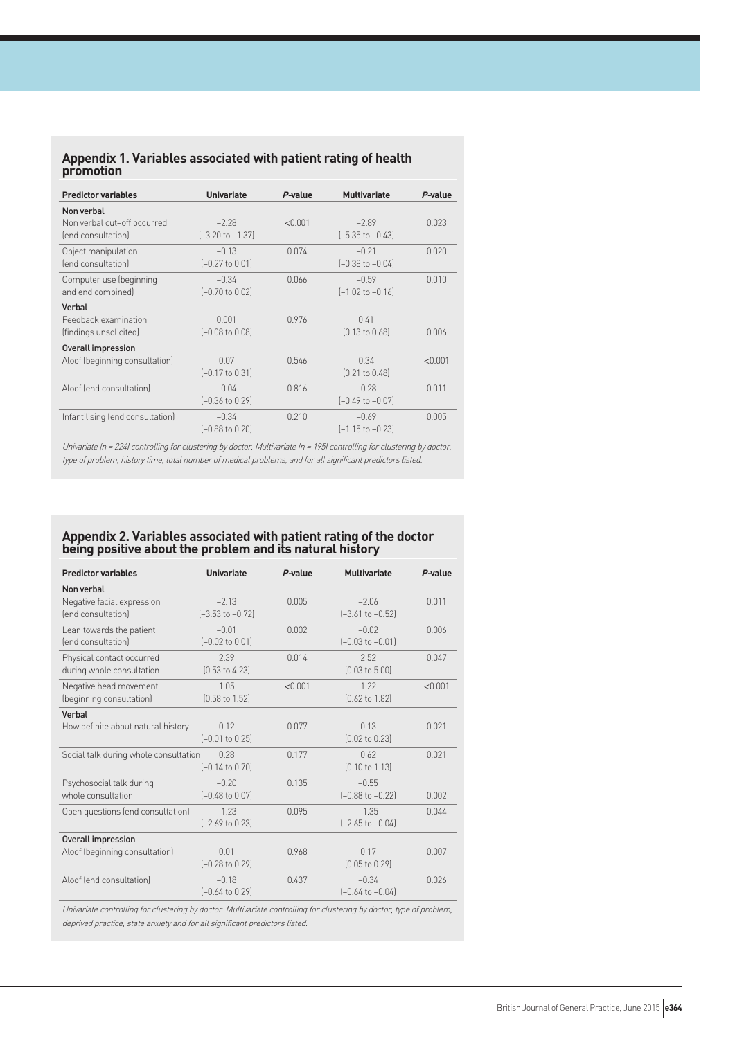## Appendix 1. Variables associated with patient rating of health promotion

| Predictor variables | Univariate | P-value | Multivariate | P-value |
|---|---|---|---|---|
| **Non verbal** | | | | |
| Non verbal cut-off occurred (end consultation) | −2.28 (−3.20 to −1.37) | <0.001 | −2.89 (−5.35 to −0.43) | 0.023 |
| Object manipulation (end consultation) | −0.13 (−0.27 to 0.01) | 0.074 | −0.21 (−0.38 to −0.04) | 0.020 |
| Computer use (beginning and end combined) | −0.34 (−0.70 to 0.02) | 0.066 | −0.59 (−1.02 to −0.16) | 0.010 |
| **Verbal** | | | | |
| Feedback examination (findings unsolicited) | 0.001 (−0.08 to 0.08) | 0.976 | 0.41 (0.13 to 0.68) | 0.006 |
| **Overall impression** | | | | |
| Aloof (beginning consultation) | 0.07 (−0.17 to 0.31) | 0.546 | 0.34 (0.21 to 0.48) | <0.001 |
| Aloof (end consultation) | −0.04 (−0.36 to 0.29) | 0.816 | −0.28 (−0.49 to −0.07) | 0.011 |
| Infantilising (end consultation) | −0.34 (−0.88 to 0.20) | 0.210 | −0.69 (−1.15 to −0.23) | 0.005 |

*Univariate (n = 224) controlling for clustering by doctor. Multivariate (n = 195) controlling for clustering by doctor, type of problem, history time, total number of medical problems, and for all significant predictors listed.*

## Appendix 2. Variables associated with patient rating of the doctor being positive about the problem and its natural history

| Predictor variables | Univariate | P-value | Multivariate | P-value |
|---|---|---|---|---|
| **Non verbal** | | | | |
| Negative facial expression (end consultation) | −2.13 (−3.53 to −0.72) | 0.005 | −2.06 (−3.61 to −0.52) | 0.011 |
| Lean towards the patient (end consultation) | −0.01 (−0.02 to 0.01) | 0.002 | −0.02 (−0.03 to −0.01) | 0.006 |
| Physical contact occurred during whole consultation | 2.39 (0.53 to 4.23) | 0.014 | 2.52 (0.03 to 5.00) | 0.047 |
| Negative head movement (beginning consultation) | 1.05 (0.58 to 1.52) | <0.001 | 1.22 (0.62 to 1.82) | <0.001 |
| **Verbal** | | | | |
| How definite about natural history | 0.12 (−0.01 to 0.25) | 0.077 | 0.13 (0.02 to 0.23) | 0.021 |
| Social talk during whole consultation | 0.28 (−0.14 to 0.70) | 0.177 | 0.62 (0.10 to 1.13) | 0.021 |
| Psychosocial talk during whole consultation | −0.20 (−0.48 to 0.07) | 0.135 | −0.55 (−0.88 to −0.22) | 0.002 |
| Open questions (end consultation) | −1.23 (−2.69 to 0.23) | 0.095 | −1.35 (−2.65 to −0.04) | 0.044 |
| **Overall impression** | | | | |
| Aloof (beginning consultation) | 0.01 (−0.28 to 0.29) | 0.968 | 0.17 (0.05 to 0.29) | 0.007 |
| Aloof (end consultation) | −0.18 (−0.64 to 0.29) | 0.437 | −0.34 (−0.64 to −0.04) | 0.026 |

*Univariate controlling for clustering by doctor. Multivariate controlling for clustering by doctor, type of problem, deprived practice, state anxiety and for all significant predictors listed.*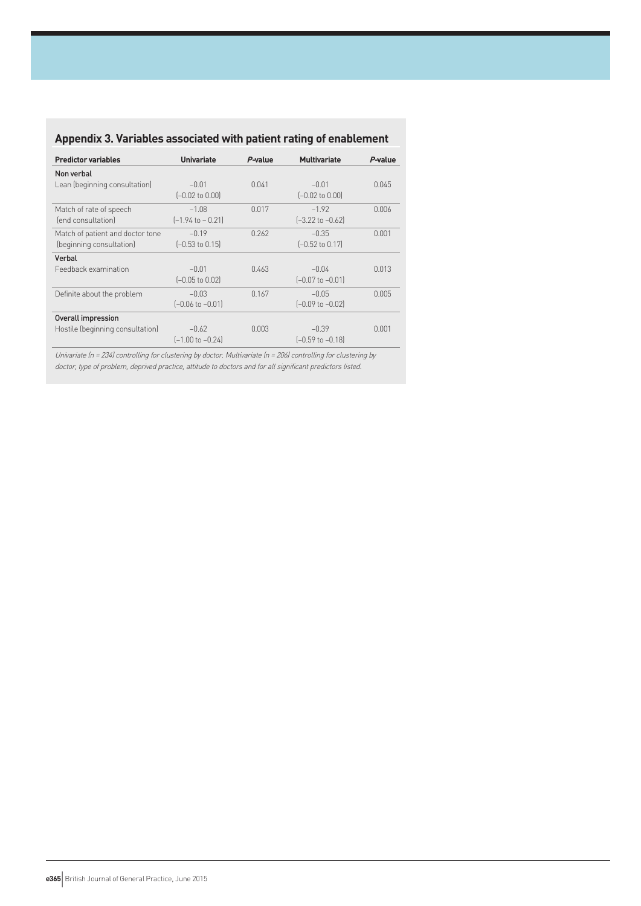## Appendix 3. Variables associated with patient rating of enablement

| Predictor variables | Univariate | *P*-value | Multivariate | *P*-value |
|---|---|---|---|---|
| **Non verbal** | | | | |
| Lean (beginning consultation) | −0.01 (−0.02 to 0.00) | 0.041 | −0.01 (−0.02 to 0.00) | 0.045 |
| Match of rate of speech (end consultation) | −1.08 (−1.94 to − 0.21) | 0.017 | −1.92 (−3.22 to −0.62) | 0.006 |
| Match of patient and doctor tone (beginning consultation) | −0.19 (−0.53 to 0.15) | 0.262 | −0.35 (−0.52 to 0.17) | 0.001 |
| **Verbal** | | | | |
| Feedback examination | −0.01 (−0.05 to 0.02) | 0.463 | −0.04 (−0.07 to −0.01) | 0.013 |
| Definite about the problem | −0.03 (−0.06 to −0.01) | 0.167 | −0.05 (−0.09 to −0.02) | 0.005 |
| **Overall impression** | | | | |
| Hostile (beginning consultation) | −0.62 (−1.00 to −0.24) | 0.003 | −0.39 (−0.59 to −0.18) | 0.001 |

*Univariate (n = 234) controlling for clustering by doctor. Multivariate (n = 206) controlling for clustering by doctor, type of problem, deprived practice, attitude to doctors and for all significant predictors listed.*